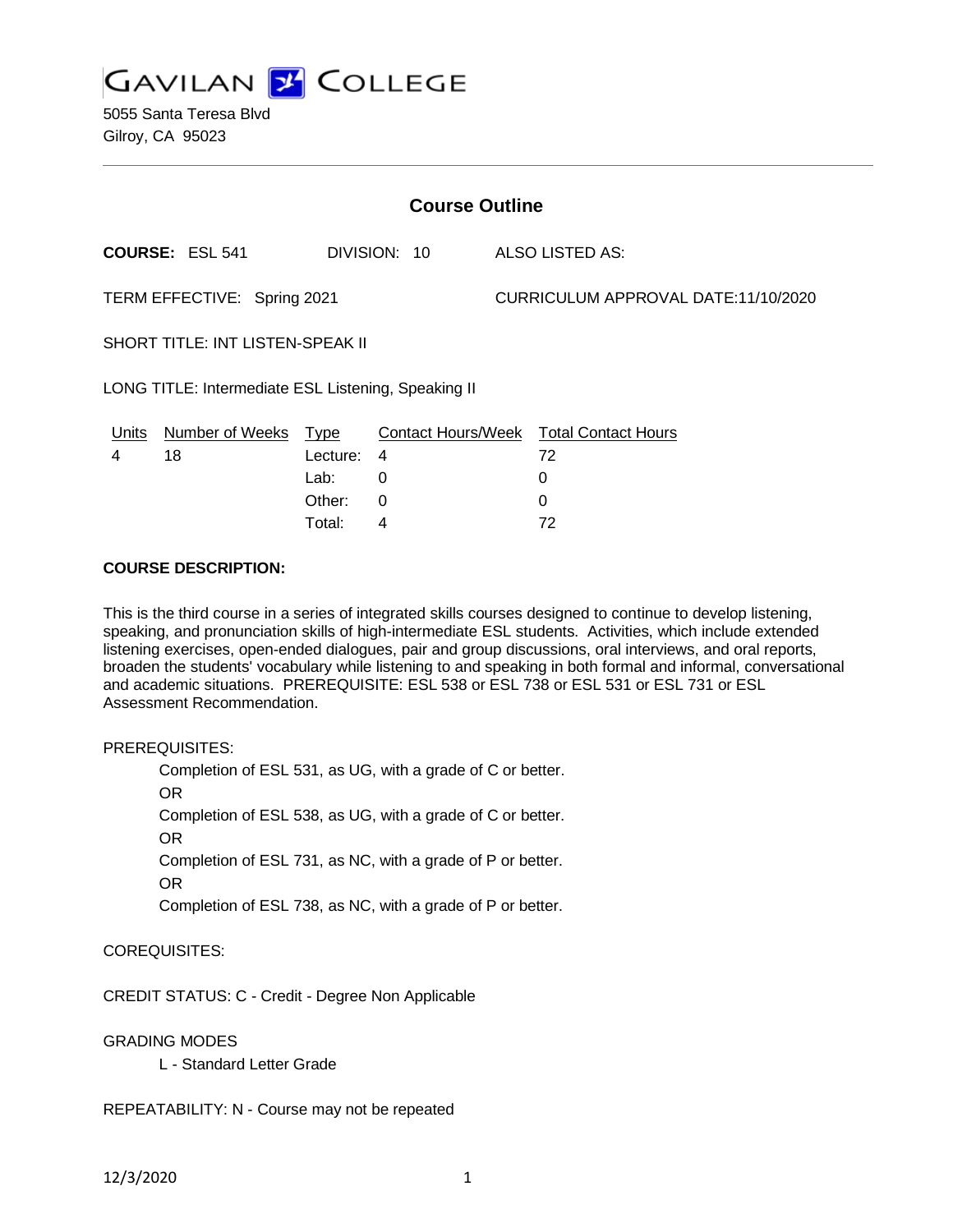# GAVILAN COLLEGE

5055 Santa Teresa Blvd
Gilroy, CA 95023

## Course Outline

**COURSE:** ESL 541 DIVISION: 10 ALSO LISTED AS:

TERM EFFECTIVE: Spring 2021 CURRICULUM APPROVAL DATE:11/10/2020

SHORT TITLE: INT LISTEN-SPEAK II

LONG TITLE: Intermediate ESL Listening, Speaking II

| Units | Number of Weeks | Type | Contact Hours/Week | Total Contact Hours |
|---|---|---|---|---|
| 4 | 18 | Lecture: | 4 | 72 |
| | | Lab: | 0 | 0 |
| | | Other: | 0 | 0 |
| | | Total: | 4 | 72 |

**COURSE DESCRIPTION:**

This is the third course in a series of integrated skills courses designed to continue to develop listening, speaking, and pronunciation skills of high-intermediate ESL students. Activities, which include extended listening exercises, open-ended dialogues, pair and group discussions, oral interviews, and oral reports, broaden the students' vocabulary while listening to and speaking in both formal and informal, conversational and academic situations. PREREQUISITE: ESL 538 or ESL 738 or ESL 531 or ESL 731 or ESL Assessment Recommendation.

PREREQUISITES:

Completion of ESL 531, as UG, with a grade of C or better.
OR
Completion of ESL 538, as UG, with a grade of C or better.
OR
Completion of ESL 731, as NC, with a grade of P or better.
OR
Completion of ESL 738, as NC, with a grade of P or better.

COREQUISITES:

CREDIT STATUS: C - Credit - Degree Non Applicable

GRADING MODES

L - Standard Letter Grade

REPEATABILITY: N - Course may not be repeated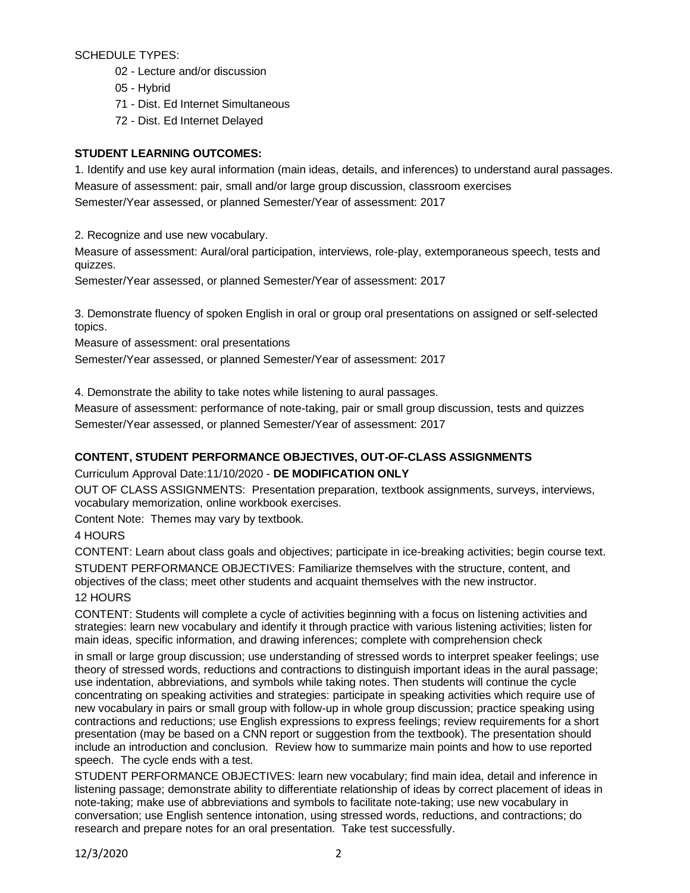SCHEDULE TYPES:

- 02 - Lecture and/or discussion
- 05 - Hybrid
- 71 - Dist. Ed Internet Simultaneous
- 72 - Dist. Ed Internet Delayed

**STUDENT LEARNING OUTCOMES:**

1. Identify and use key aural information (main ideas, details, and inferences) to understand aural passages.
Measure of assessment: pair, small and/or large group discussion, classroom exercises
Semester/Year assessed, or planned Semester/Year of assessment: 2017

2. Recognize and use new vocabulary.
Measure of assessment: Aural/oral participation, interviews, role-play, extemporaneous speech, tests and quizzes.
Semester/Year assessed, or planned Semester/Year of assessment: 2017

3. Demonstrate fluency of spoken English in oral or group oral presentations on assigned or self-selected topics.
Measure of assessment: oral presentations
Semester/Year assessed, or planned Semester/Year of assessment: 2017

4. Demonstrate the ability to take notes while listening to aural passages.
Measure of assessment: performance of note-taking, pair or small group discussion, tests and quizzes
Semester/Year assessed, or planned Semester/Year of assessment: 2017

**CONTENT, STUDENT PERFORMANCE OBJECTIVES, OUT-OF-CLASS ASSIGNMENTS**

Curriculum Approval Date:11/10/2020 - **DE MODIFICATION ONLY**

OUT OF CLASS ASSIGNMENTS: Presentation preparation, textbook assignments, surveys, interviews, vocabulary memorization, online workbook exercises.

Content Note: Themes may vary by textbook.

4 HOURS

CONTENT: Learn about class goals and objectives; participate in ice-breaking activities; begin course text.

STUDENT PERFORMANCE OBJECTIVES: Familiarize themselves with the structure, content, and objectives of the class; meet other students and acquaint themselves with the new instructor.

12 HOURS

CONTENT: Students will complete a cycle of activities beginning with a focus on listening activities and strategies: learn new vocabulary and identify it through practice with various listening activities; listen for main ideas, specific information, and drawing inferences; complete with comprehension check in small or large group discussion; use understanding of stressed words to interpret speaker feelings; use theory of stressed words, reductions and contractions to distinguish important ideas in the aural passage; use indentation, abbreviations, and symbols while taking notes. Then students will continue the cycle concentrating on speaking activities and strategies: participate in speaking activities which require use of new vocabulary in pairs or small group with follow-up in whole group discussion; practice speaking using contractions and reductions; use English expressions to express feelings; review requirements for a short presentation (may be based on a CNN report or suggestion from the textbook). The presentation should include an introduction and conclusion. Review how to summarize main points and how to use reported speech. The cycle ends with a test.

STUDENT PERFORMANCE OBJECTIVES: learn new vocabulary; find main idea, detail and inference in listening passage; demonstrate ability to differentiate relationship of ideas by correct placement of ideas in note-taking; make use of abbreviations and symbols to facilitate note-taking; use new vocabulary in conversation; use English sentence intonation, using stressed words, reductions, and contractions; do research and prepare notes for an oral presentation. Take test successfully.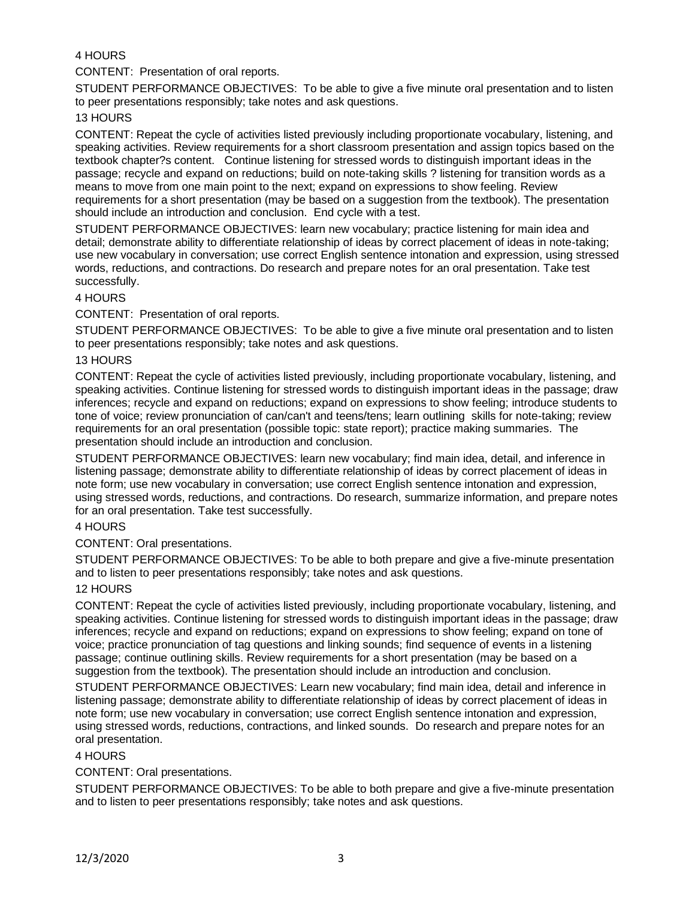4 HOURS

CONTENT: Presentation of oral reports.

STUDENT PERFORMANCE OBJECTIVES: To be able to give a five minute oral presentation and to listen to peer presentations responsibly; take notes and ask questions.

13 HOURS

CONTENT: Repeat the cycle of activities listed previously including proportionate vocabulary, listening, and speaking activities. Review requirements for a short classroom presentation and assign topics based on the textbook chapter?s content. Continue listening for stressed words to distinguish important ideas in the passage; recycle and expand on reductions; build on note-taking skills ? listening for transition words as a means to move from one main point to the next; expand on expressions to show feeling. Review requirements for a short presentation (may be based on a suggestion from the textbook). The presentation should include an introduction and conclusion. End cycle with a test.

STUDENT PERFORMANCE OBJECTIVES: learn new vocabulary; practice listening for main idea and detail; demonstrate ability to differentiate relationship of ideas by correct placement of ideas in note-taking; use new vocabulary in conversation; use correct English sentence intonation and expression, using stressed words, reductions, and contractions. Do research and prepare notes for an oral presentation. Take test successfully.

4 HOURS

CONTENT: Presentation of oral reports.

STUDENT PERFORMANCE OBJECTIVES: To be able to give a five minute oral presentation and to listen to peer presentations responsibly; take notes and ask questions.

13 HOURS

CONTENT: Repeat the cycle of activities listed previously, including proportionate vocabulary, listening, and speaking activities. Continue listening for stressed words to distinguish important ideas in the passage; draw inferences; recycle and expand on reductions; expand on expressions to show feeling; introduce students to tone of voice; review pronunciation of can/can't and teens/tens; learn outlining skills for note-taking; review requirements for an oral presentation (possible topic: state report); practice making summaries. The presentation should include an introduction and conclusion.

STUDENT PERFORMANCE OBJECTIVES: learn new vocabulary; find main idea, detail, and inference in listening passage; demonstrate ability to differentiate relationship of ideas by correct placement of ideas in note form; use new vocabulary in conversation; use correct English sentence intonation and expression, using stressed words, reductions, and contractions. Do research, summarize information, and prepare notes for an oral presentation. Take test successfully.

4 HOURS

CONTENT: Oral presentations.

STUDENT PERFORMANCE OBJECTIVES: To be able to both prepare and give a five-minute presentation and to listen to peer presentations responsibly; take notes and ask questions.

12 HOURS

CONTENT: Repeat the cycle of activities listed previously, including proportionate vocabulary, listening, and speaking activities. Continue listening for stressed words to distinguish important ideas in the passage; draw inferences; recycle and expand on reductions; expand on expressions to show feeling; expand on tone of voice; practice pronunciation of tag questions and linking sounds; find sequence of events in a listening passage; continue outlining skills. Review requirements for a short presentation (may be based on a suggestion from the textbook). The presentation should include an introduction and conclusion.

STUDENT PERFORMANCE OBJECTIVES: Learn new vocabulary; find main idea, detail and inference in listening passage; demonstrate ability to differentiate relationship of ideas by correct placement of ideas in note form; use new vocabulary in conversation; use correct English sentence intonation and expression, using stressed words, reductions, contractions, and linked sounds. Do research and prepare notes for an oral presentation.

4 HOURS

CONTENT: Oral presentations.

STUDENT PERFORMANCE OBJECTIVES: To be able to both prepare and give a five-minute presentation and to listen to peer presentations responsibly; take notes and ask questions.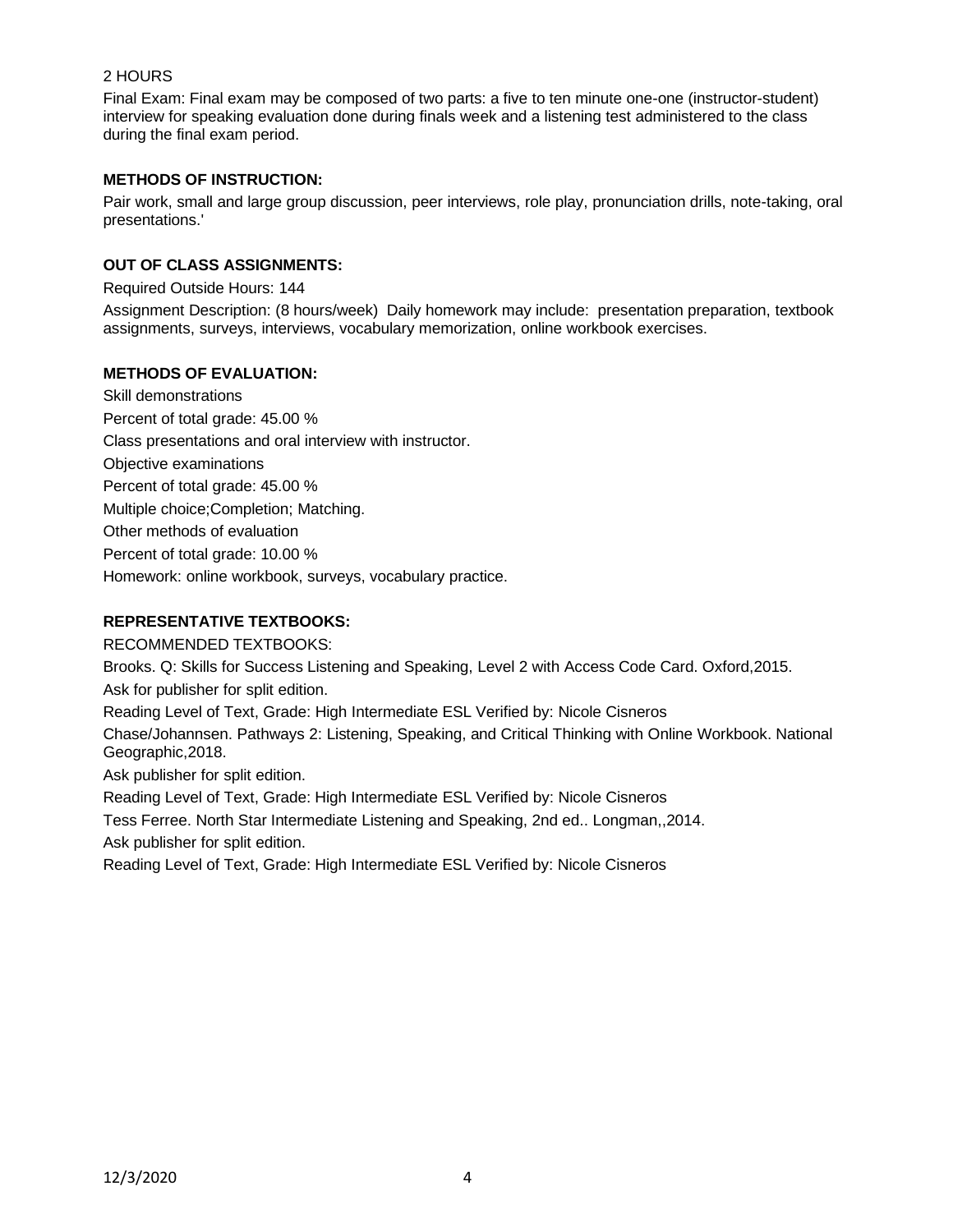2 HOURS

Final Exam: Final exam may be composed of two parts: a five to ten minute one-one (instructor-student) interview for speaking evaluation done during finals week and a listening test administered to the class during the final exam period.

**METHODS OF INSTRUCTION:**

Pair work, small and large group discussion, peer interviews, role play, pronunciation drills, note-taking, oral presentations.'

**OUT OF CLASS ASSIGNMENTS:**

Required Outside Hours: 144

Assignment Description: (8 hours/week) Daily homework may include: presentation preparation, textbook assignments, surveys, interviews, vocabulary memorization, online workbook exercises.

**METHODS OF EVALUATION:**

Skill demonstrations

Percent of total grade: 45.00 %

Class presentations and oral interview with instructor.

Objective examinations

Percent of total grade: 45.00 %

Multiple choice;Completion; Matching.

Other methods of evaluation

Percent of total grade: 10.00 %

Homework: online workbook, surveys, vocabulary practice.

**REPRESENTATIVE TEXTBOOKS:**

RECOMMENDED TEXTBOOKS:

Brooks. Q: Skills for Success Listening and Speaking, Level 2 with Access Code Card. Oxford,2015.

Ask for publisher for split edition.

Reading Level of Text, Grade: High Intermediate ESL Verified by: Nicole Cisneros

Chase/Johannsen. Pathways 2: Listening, Speaking, and Critical Thinking with Online Workbook. National Geographic,2018.

Ask publisher for split edition.

Reading Level of Text, Grade: High Intermediate ESL Verified by: Nicole Cisneros

Tess Ferree. North Star Intermediate Listening and Speaking, 2nd ed.. Longman,,2014.

Ask publisher for split edition.

Reading Level of Text, Grade: High Intermediate ESL Verified by: Nicole Cisneros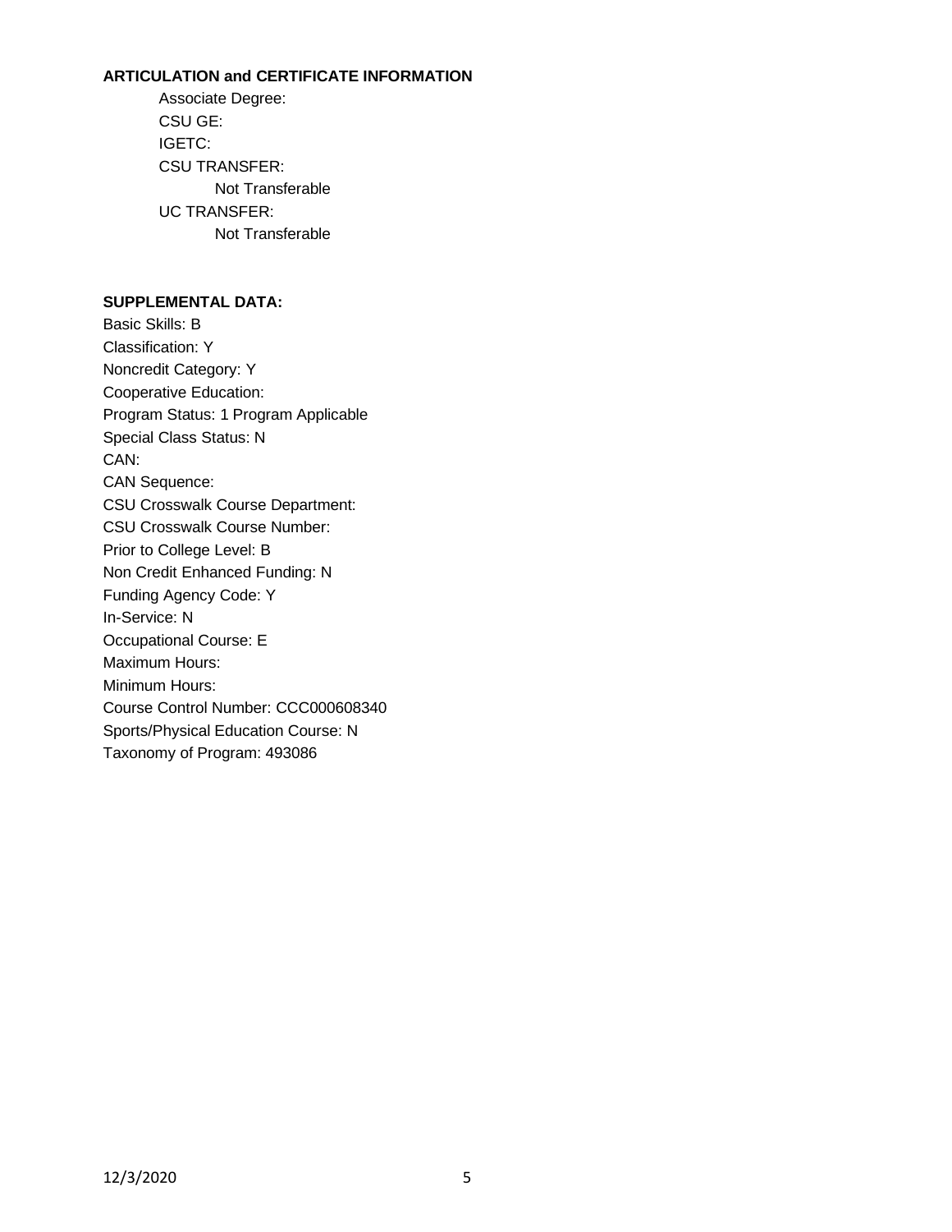**ARTICULATION and CERTIFICATE INFORMATION**

Associate Degree:
CSU GE:
IGETC:
CSU TRANSFER:
Not Transferable
UC TRANSFER:
Not Transferable

**SUPPLEMENTAL DATA:**

Basic Skills: B
Classification: Y
Noncredit Category: Y
Cooperative Education:
Program Status: 1 Program Applicable
Special Class Status: N
CAN:
CAN Sequence:
CSU Crosswalk Course Department:
CSU Crosswalk Course Number:
Prior to College Level: B
Non Credit Enhanced Funding: N
Funding Agency Code: Y
In-Service: N
Occupational Course: E
Maximum Hours:
Minimum Hours:
Course Control Number: CCC000608340
Sports/Physical Education Course: N
Taxonomy of Program: 493086